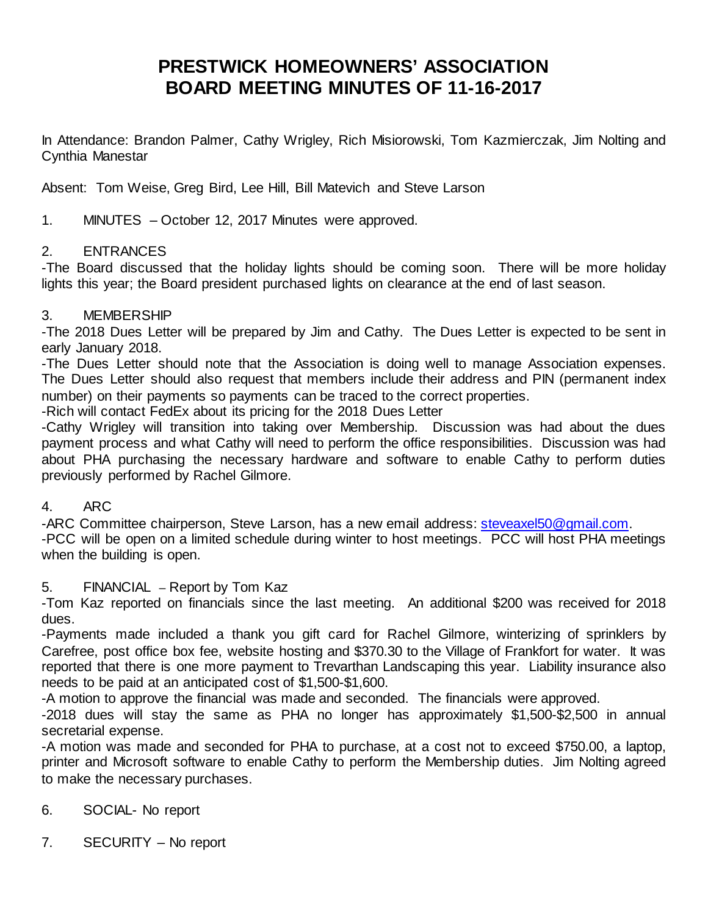# PRESTWICK HOMEOWNERS' ASSOCIATION BOARD MEETING MINUTES OF 11-16-2017

In Attendance: Brandon Palmer, Cathy Wrigley, Rich Misiorowski, Tom Kazmierczak, Jim Nolting and Cynthia Manestar

Absent: Tom Weise, Greg Bird, Lee Hill, Bill Matevich and Steve Larson

1. MINUTES – October 12, 2017 Minutes were approved.

2. ENTRANCES

-The Board discussed that the holiday lights should be coming soon. There will be more holiday lights this year; the Board president purchased lights on clearance at the end of last season.

3. MEMBERSHIP

-The 2018 Dues Letter will be prepared by Jim and Cathy. The Dues Letter is expected to be sent in early January 2018.

-The Dues Letter should note that the Association is doing well to manage Association expenses. The Dues Letter should also request that members include their address and PIN (permanent index number) on their payments so payments can be traced to the correct properties.

-Rich will contact FedEx about its pricing for the 2018 Dues Letter

-Cathy Wrigley will transition into taking over Membership. Discussion was had about the dues payment process and what Cathy will need to perform the office responsibilities. Discussion was had about PHA purchasing the necessary hardware and software to enable Cathy to perform duties previously performed by Rachel Gilmore.

4. ARC

-ARC Committee chairperson, Steve Larson, has a new email address: steveaxel50@gmail.com.

-PCC will be open on a limited schedule during winter to host meetings. PCC will host PHA meetings when the building is open.

5. FINANCIAL – Report by Tom Kaz

-Tom Kaz reported on financials since the last meeting. An additional $200 was received for 2018 dues.

-Payments made included a thank you gift card for Rachel Gilmore, winterizing of sprinklers by Carefree, post office box fee, website hosting and $370.30 to the Village of Frankfort for water. It was reported that there is one more payment to Trevarthan Landscaping this year. Liability insurance also needs to be paid at an anticipated cost of $1,500-$1,600.

-A motion to approve the financial was made and seconded. The financials were approved.

-2018 dues will stay the same as PHA no longer has approximately $1,500-$2,500 in annual secretarial expense.

-A motion was made and seconded for PHA to purchase, at a cost not to exceed $750.00, a laptop, printer and Microsoft software to enable Cathy to perform the Membership duties. Jim Nolting agreed to make the necessary purchases.

6. SOCIAL- No report

7. SECURITY – No report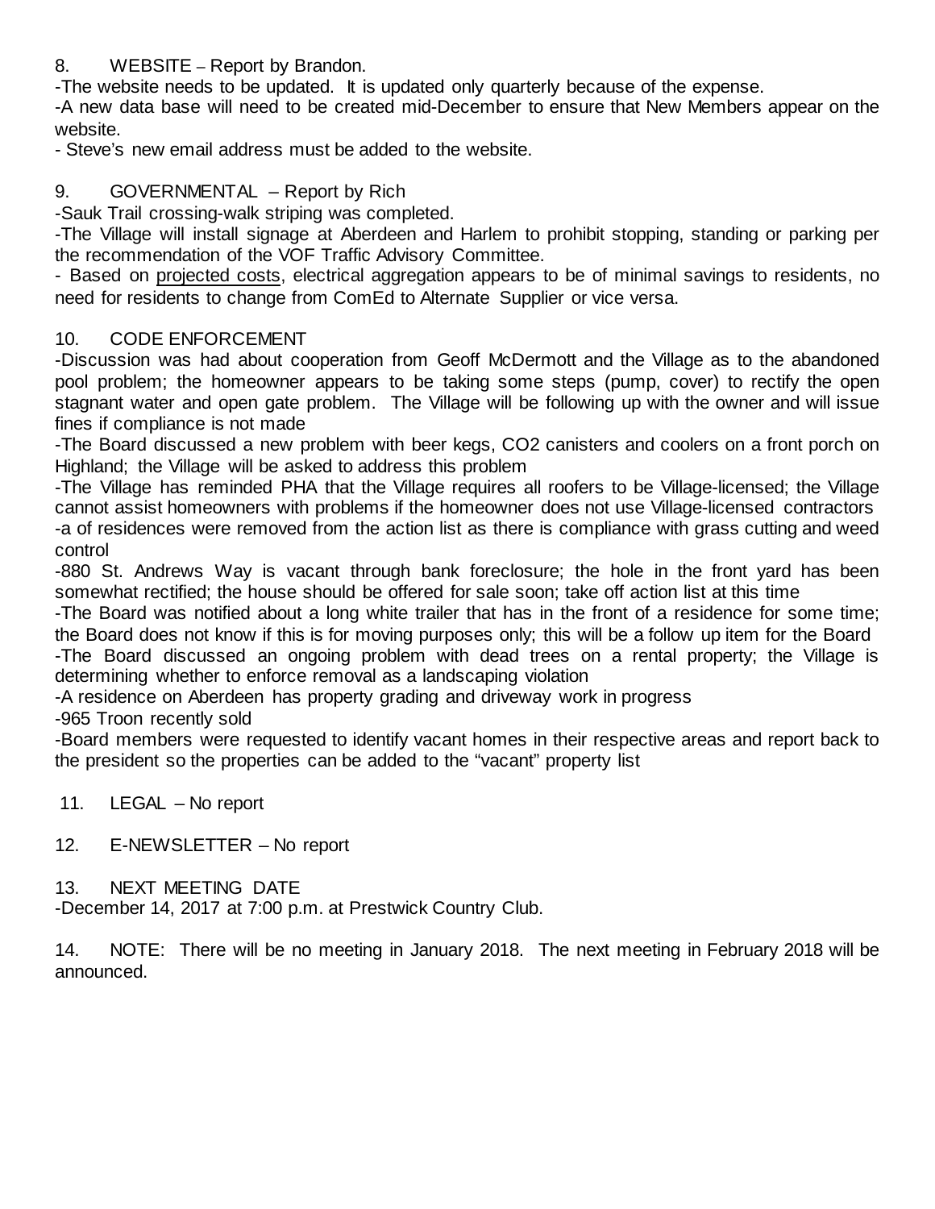8. WEBSITE – Report by Brandon.

-The website needs to be updated. It is updated only quarterly because of the expense.

-A new data base will need to be created mid-December to ensure that New Members appear on the website.

- Steve's new email address must be added to the website.

9. GOVERNMENTAL – Report by Rich

-Sauk Trail crossing-walk striping was completed.

-The Village will install signage at Aberdeen and Harlem to prohibit stopping, standing or parking per the recommendation of the VOF Traffic Advisory Committee.

- Based on projected costs, electrical aggregation appears to be of minimal savings to residents, no need for residents to change from ComEd to Alternate Supplier or vice versa.

10. CODE ENFORCEMENT

-Discussion was had about cooperation from Geoff McDermott and the Village as to the abandoned pool problem; the homeowner appears to be taking some steps (pump, cover) to rectify the open stagnant water and open gate problem. The Village will be following up with the owner and will issue fines if compliance is not made

-The Board discussed a new problem with beer kegs, $CO_2$ canisters and coolers on a front porch on Highland; the Village will be asked to address this problem

-The Village has reminded PHA that the Village requires all roofers to be Village-licensed; the Village cannot assist homeowners with problems if the homeowner does not use Village-licensed contractors

-a of residences were removed from the action list as there is compliance with grass cutting and weed control

-880 St. Andrews Way is vacant through bank foreclosure; the hole in the front yard has been somewhat rectified; the house should be offered for sale soon; take off action list at this time

-The Board was notified about a long white trailer that has in the front of a residence for some time; the Board does not know if this is for moving purposes only; this will be a follow up item for the Board

-The Board discussed an ongoing problem with dead trees on a rental property; the Village is determining whether to enforce removal as a landscaping violation

-A residence on Aberdeen has property grading and driveway work in progress

-965 Troon recently sold

-Board members were requested to identify vacant homes in their respective areas and report back to the president so the properties can be added to the "vacant" property list

11. LEGAL – No report

12. E-NEWSLETTER – No report

13. NEXT MEETING DATE

-December 14, 2017 at 7:00 p.m. at Prestwick Country Club.

14. NOTE: There will be no meeting in January 2018. The next meeting in February 2018 will be announced.